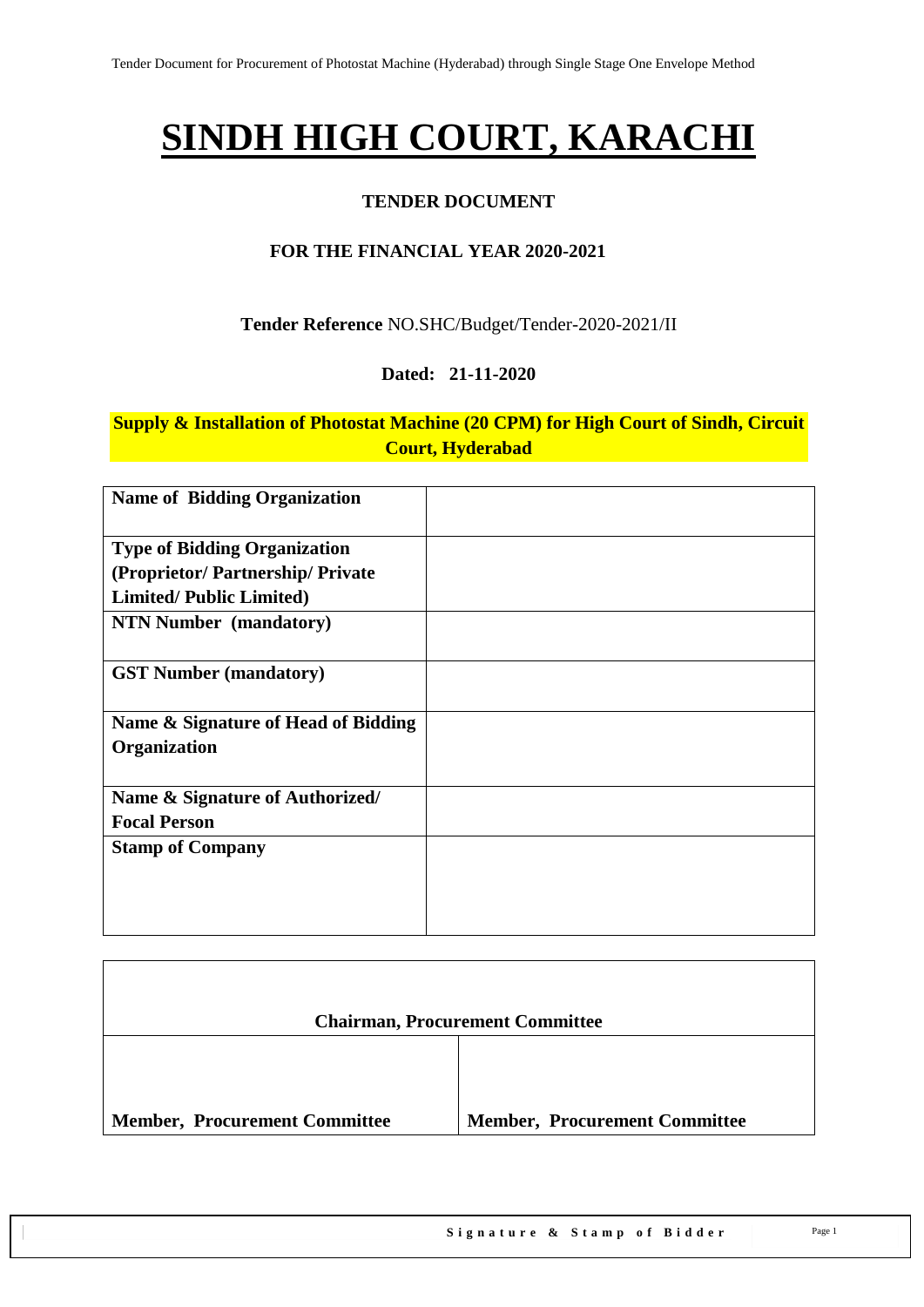# SINDH HIGH COURT, KARACHI

**TENDER DOCUMENT**

**FOR THE FINANCIAL YEAR 2020-2021**

**Tender Reference** NO.SHC/Budget/Tender-2020-2021/II

**Dated: 21-11-2020**

**Supply & Installation of Photostat Machine (20 CPM) for High Court of Sindh, Circuit Court, Hyderabad**

| | |
|---|---|
| **Name of Bidding Organization** | |
| **Type of Bidding Organization (Proprietor/ Partnership/ Private Limited/ Public Limited)** | |
| **NTN Number (mandatory)** | |
| **GST Number (mandatory)** | |
| **Name & Signature of Head of Bidding Organization** | |
| **Name & Signature of Authorized/ Focal Person** | |
| **Stamp of Company** | |

| **Chairman, Procurement Committee** | |
|---|---|
| **Member, Procurement Committee** | **Member, Procurement Committee** |

**Signature & Stamp of Bidder**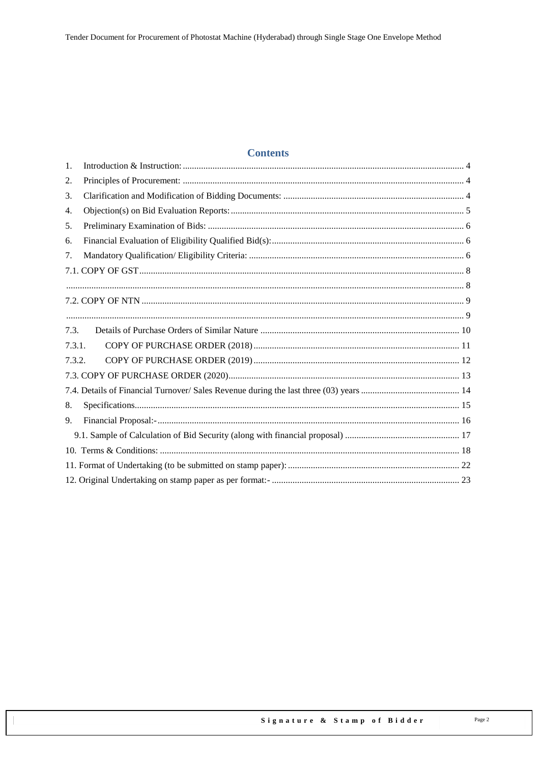# Contents

1. Introduction & Instruction: .......... 4
2. Principles of Procurement: .......... 4
3. Clarification and Modification of Bidding Documents: .......... 4
4. Objection(s) on Bid Evaluation Reports: .......... 5
5. Preliminary Examination of Bids: .......... 6
6. Financial Evaluation of Eligibility Qualified Bid(s): .......... 6
7. Mandatory Qualification/ Eligibility Criteria: .......... 6

7.1. COPY OF GST .......... 8

.......... 8

7.2. COPY OF NTN .......... 9

.......... 9

7.3. Details of Purchase Orders of Similar Nature .......... 10

7.3.1. COPY OF PURCHASE ORDER (2018) .......... 11

7.3.2. COPY OF PURCHASE ORDER (2019) .......... 12

7.3. COPY OF PURCHASE ORDER (2020) .......... 13

7.4. Details of Financial Turnover/ Sales Revenue during the last three (03) years .......... 14

8. Specifications .......... 15
9. Financial Proposal:- .......... 16

9.1. Sample of Calculation of Bid Security (along with financial proposal) .......... 17

10. Terms & Conditions: .......... 18

11. Format of Undertaking (to be submitted on stamp paper): .......... 22

12. Original Undertaking on stamp paper as per format:- .......... 23

**Signature & Stamp of Bidder**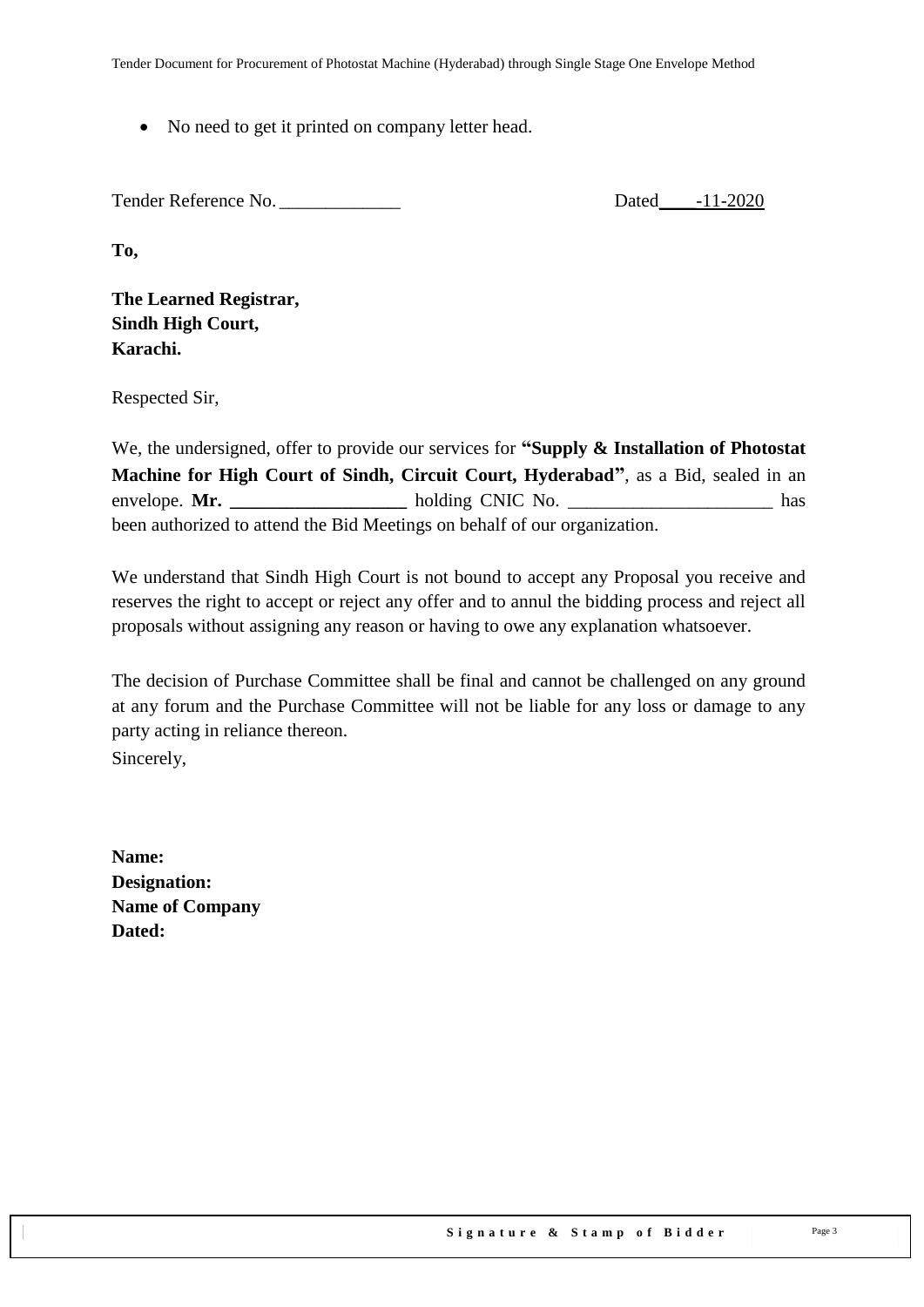- No need to get it printed on company letter head.

Tender Reference No. _____________ Dated____-11-2020

**To,**

**The Learned Registrar,**
**Sindh High Court,**
**Karachi.**

Respected Sir,

We, the undersigned, offer to provide our services for **"Supply & Installation of Photostat Machine for High Court of Sindh, Circuit Court, Hyderabad"**, as a Bid, sealed in an envelope. **Mr. ___________________** holding CNIC No. ______________________ has been authorized to attend the Bid Meetings on behalf of our organization.

We understand that Sindh High Court is not bound to accept any Proposal you receive and reserves the right to accept or reject any offer and to annul the bidding process and reject all proposals without assigning any reason or having to owe any explanation whatsoever.

The decision of Purchase Committee shall be final and cannot be challenged on any ground at any forum and the Purchase Committee will not be liable for any loss or damage to any party acting in reliance thereon.

Sincerely,

**Name:**
**Designation:**
**Name of Company**
**Dated:**

**Signature & Stamp of Bidder**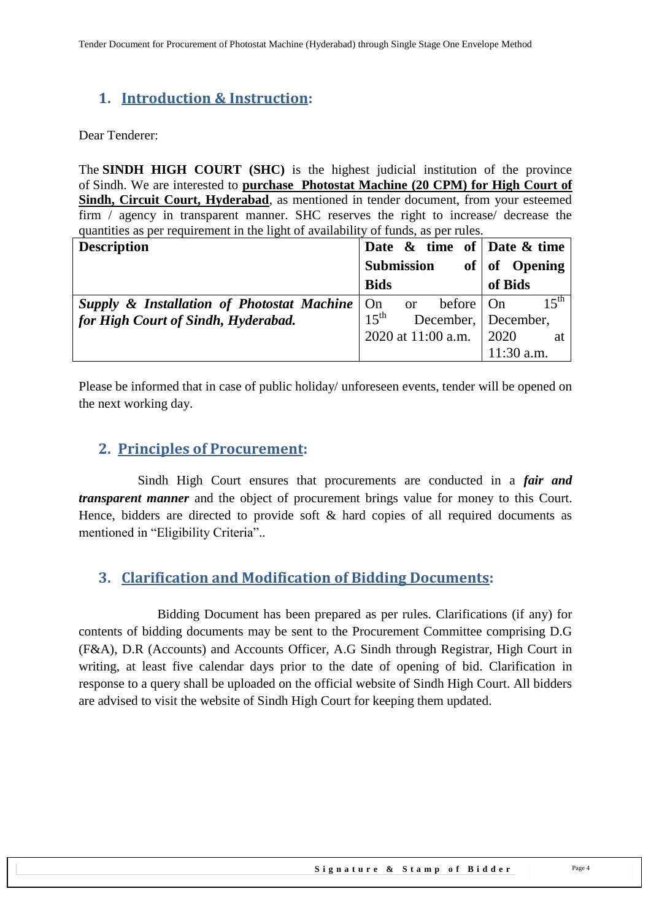## 1. Introduction & Instruction:

Dear Tenderer:

The **SINDH HIGH COURT (SHC)** is the highest judicial institution of the province of Sindh. We are interested to **purchase Photostat Machine (20 CPM) for High Court of Sindh, Circuit Court, Hyderabad**, as mentioned in tender document, from your esteemed firm / agency in transparent manner. SHC reserves the right to increase/ decrease the quantities as per requirement in the light of availability of funds, as per rules.

| **Description** | **Date & time of Submission of Bids** | **Date & time of Opening of Bids** |
|---|---|---|
| ***Supply & Installation of Photostat Machine for High Court of Sindh, Hyderabad.*** | On or before 15th December, 2020 at 11:00 a.m. | On 15th December, 2020 at 11:30 a.m. |

Please be informed that in case of public holiday/ unforeseen events, tender will be opened on the next working day.

## 2. Principles of Procurement:

Sindh High Court ensures that procurements are conducted in a ***fair and transparent manner*** and the object of procurement brings value for money to this Court. Hence, bidders are directed to provide soft & hard copies of all required documents as mentioned in "Eligibility Criteria"..

## 3. Clarification and Modification of Bidding Documents:

Bidding Document has been prepared as per rules. Clarifications (if any) for contents of bidding documents may be sent to the Procurement Committee comprising D.G (F&A), D.R (Accounts) and Accounts Officer, A.G Sindh through Registrar, High Court in writing, at least five calendar days prior to the date of opening of bid. Clarification in response to a query shall be uploaded on the official website of Sindh High Court. All bidders are advised to visit the website of Sindh High Court for keeping them updated.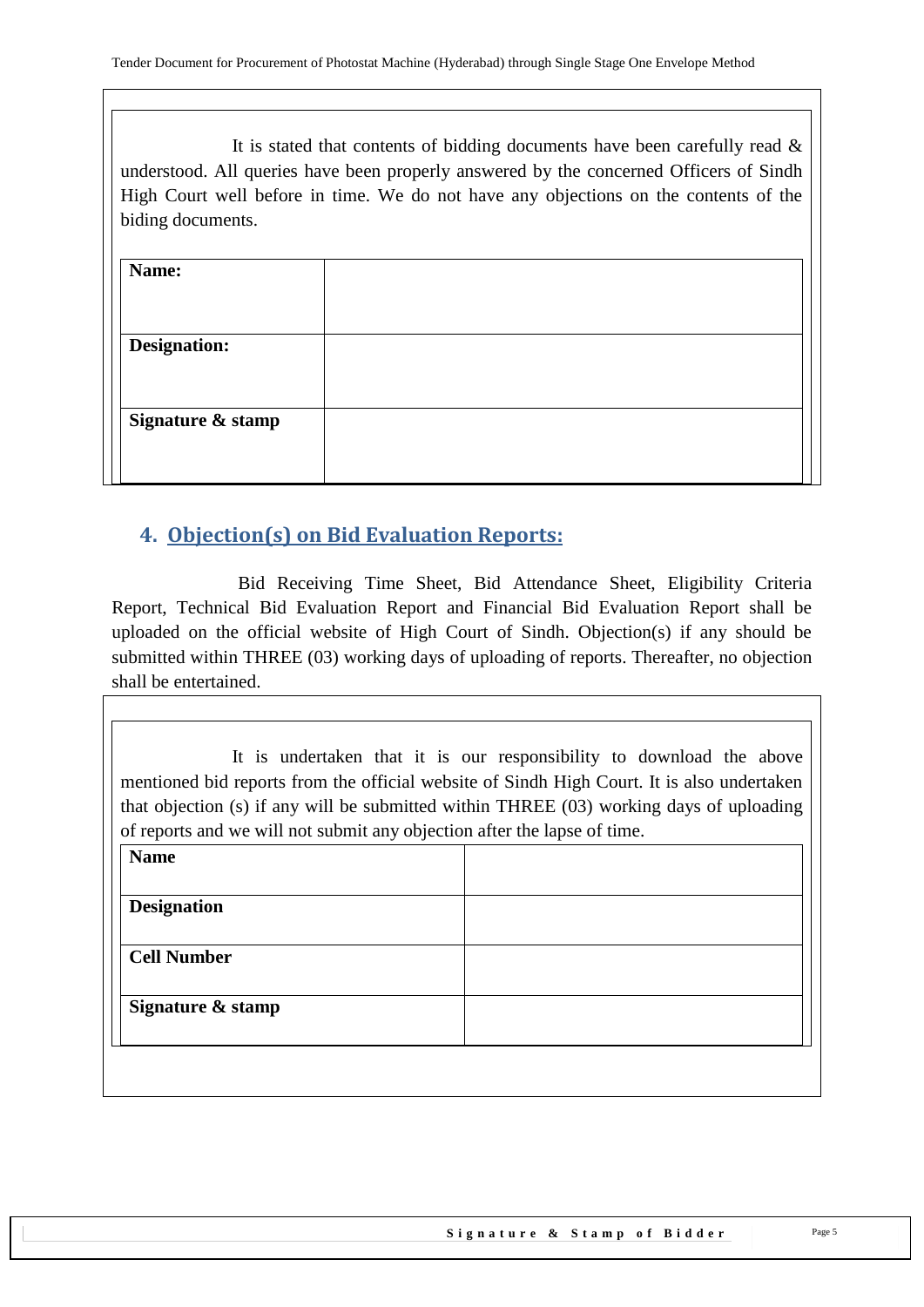It is stated that contents of bidding documents have been carefully read & understood. All queries have been properly answered by the concerned Officers of Sindh High Court well before in time. We do not have any objections on the contents of the biding documents.

| **Name:** | |
|---|---|
| **Designation:** | |
| **Signature & stamp** | |

## 4. Objection(s) on Bid Evaluation Reports:

Bid Receiving Time Sheet, Bid Attendance Sheet, Eligibility Criteria Report, Technical Bid Evaluation Report and Financial Bid Evaluation Report shall be uploaded on the official website of High Court of Sindh. Objection(s) if any should be submitted within THREE (03) working days of uploading of reports. Thereafter, no objection shall be entertained.

It is undertaken that it is our responsibility to download the above mentioned bid reports from the official website of Sindh High Court. It is also undertaken that objection (s) if any will be submitted within THREE (03) working days of uploading of reports and we will not submit any objection after the lapse of time.

| **Name** | |
|---|---|
| **Designation** | |
| **Cell Number** | |
| **Signature & stamp** | |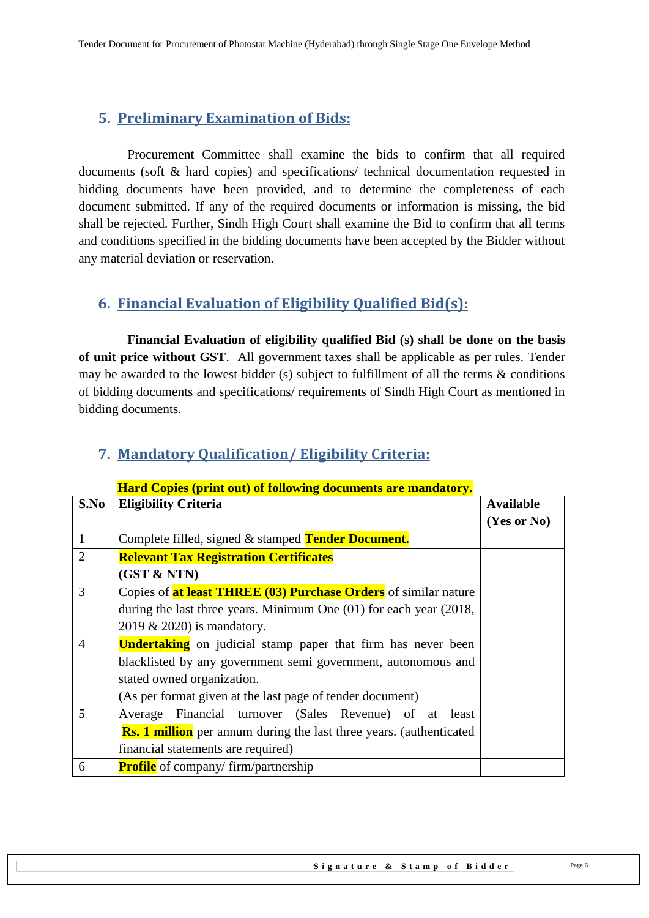## 5. Preliminary Examination of Bids:

Procurement Committee shall examine the bids to confirm that all required documents (soft & hard copies) and specifications/ technical documentation requested in bidding documents have been provided, and to determine the completeness of each document submitted. If any of the required documents or information is missing, the bid shall be rejected. Further, Sindh High Court shall examine the Bid to confirm that all terms and conditions specified in the bidding documents have been accepted by the Bidder without any material deviation or reservation.

## 6. Financial Evaluation of Eligibility Qualified Bid(s):

**Financial Evaluation of eligibility qualified Bid (s) shall be done on the basis of unit price without GST**. All government taxes shall be applicable as per rules. Tender may be awarded to the lowest bidder (s) subject to fulfillment of all the terms & conditions of bidding documents and specifications/ requirements of Sindh High Court as mentioned in bidding documents.

## 7. Mandatory Qualification/ Eligibility Criteria:

**Hard Copies (print out) of following documents are mandatory.**

| S.No | Eligibility Criteria | Available (Yes or No) |
|---|---|---|
| 1 | Complete filled, signed & stamped **Tender Document.** | |
| 2 | **Relevant Tax Registration Certificates (GST & NTN)** | |
| 3 | Copies of **at least THREE (03) Purchase Orders** of similar nature during the last three years. Minimum One (01) for each year (2018, 2019 & 2020) is mandatory. | |
| 4 | **Undertaking** on judicial stamp paper that firm has never been blacklisted by any government semi government, autonomous and stated owned organization. (As per format given at the last page of tender document) | |
| 5 | Average Financial turnover (Sales Revenue) of at least **Rs. 1 million** per annum during the last three years. (authenticated financial statements are required) | |
| 6 | **Profile** of company/ firm/partnership | |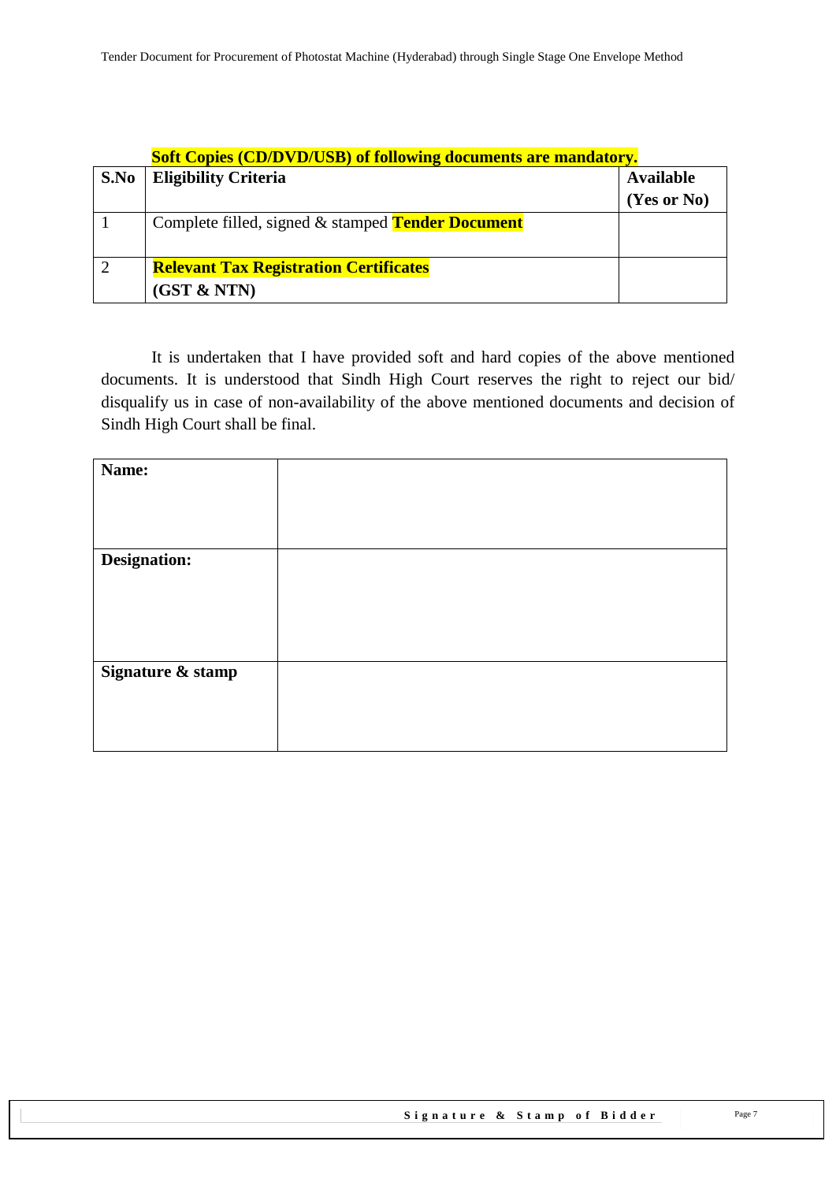**Soft Copies (CD/DVD/USB) of following documents are mandatory.**

| S.No | Eligibility Criteria | Available (Yes or No) |
|---|---|---|
| 1 | Complete filled, signed & stamped **Tender Document** | |
| 2 | **Relevant Tax Registration Certificates (GST & NTN)** | |

It is undertaken that I have provided soft and hard copies of the above mentioned documents. It is understood that Sindh High Court reserves the right to reject our bid/ disqualify us in case of non-availability of the above mentioned documents and decision of Sindh High Court shall be final.

| | |
|---|---|
| **Name:** | |
| **Designation:** | |
| **Signature & stamp** | |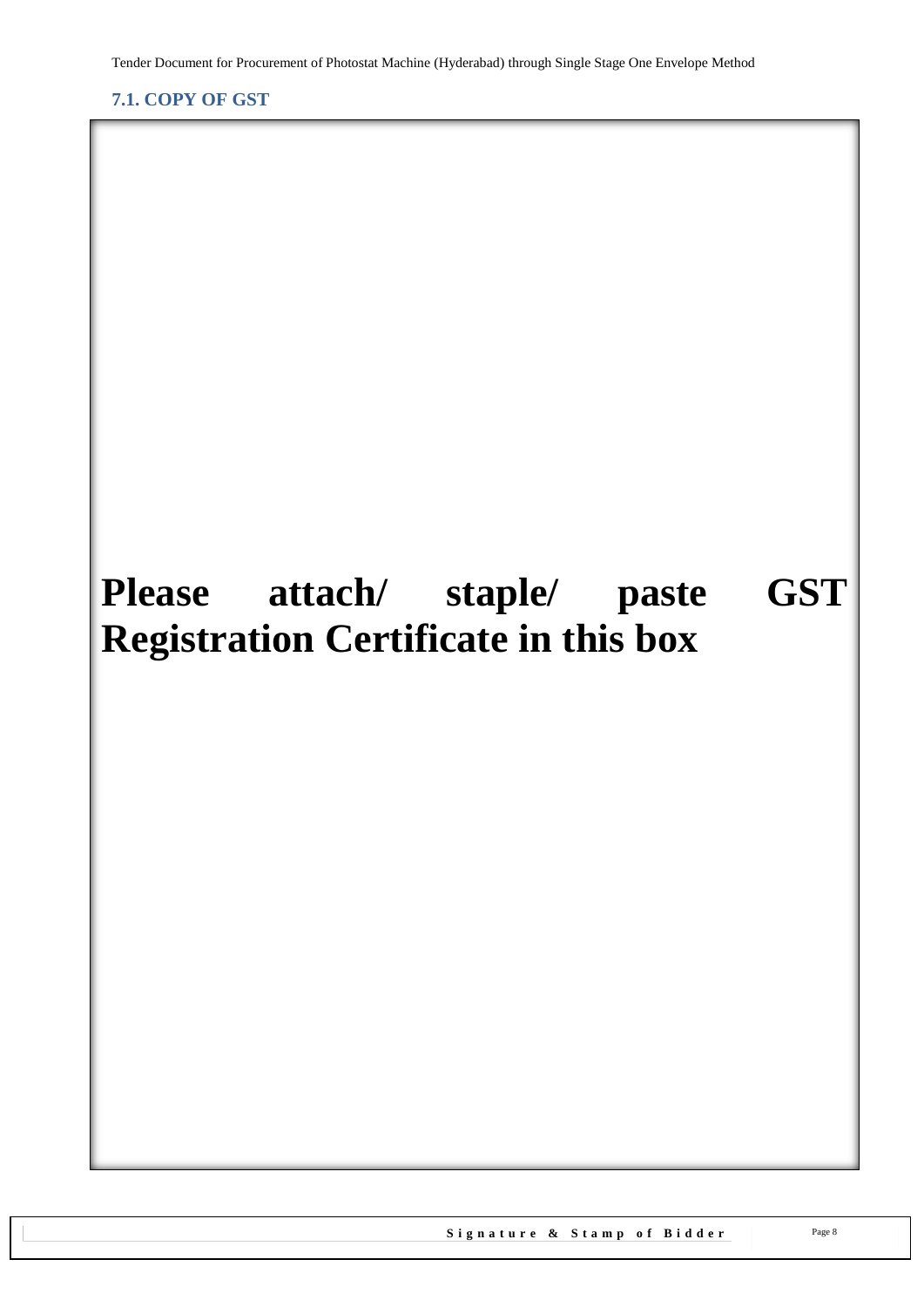### 7.1. COPY OF GST

**Please attach/ staple/ paste GST Registration Certificate in this box**

**Signature & Stamp of Bidder**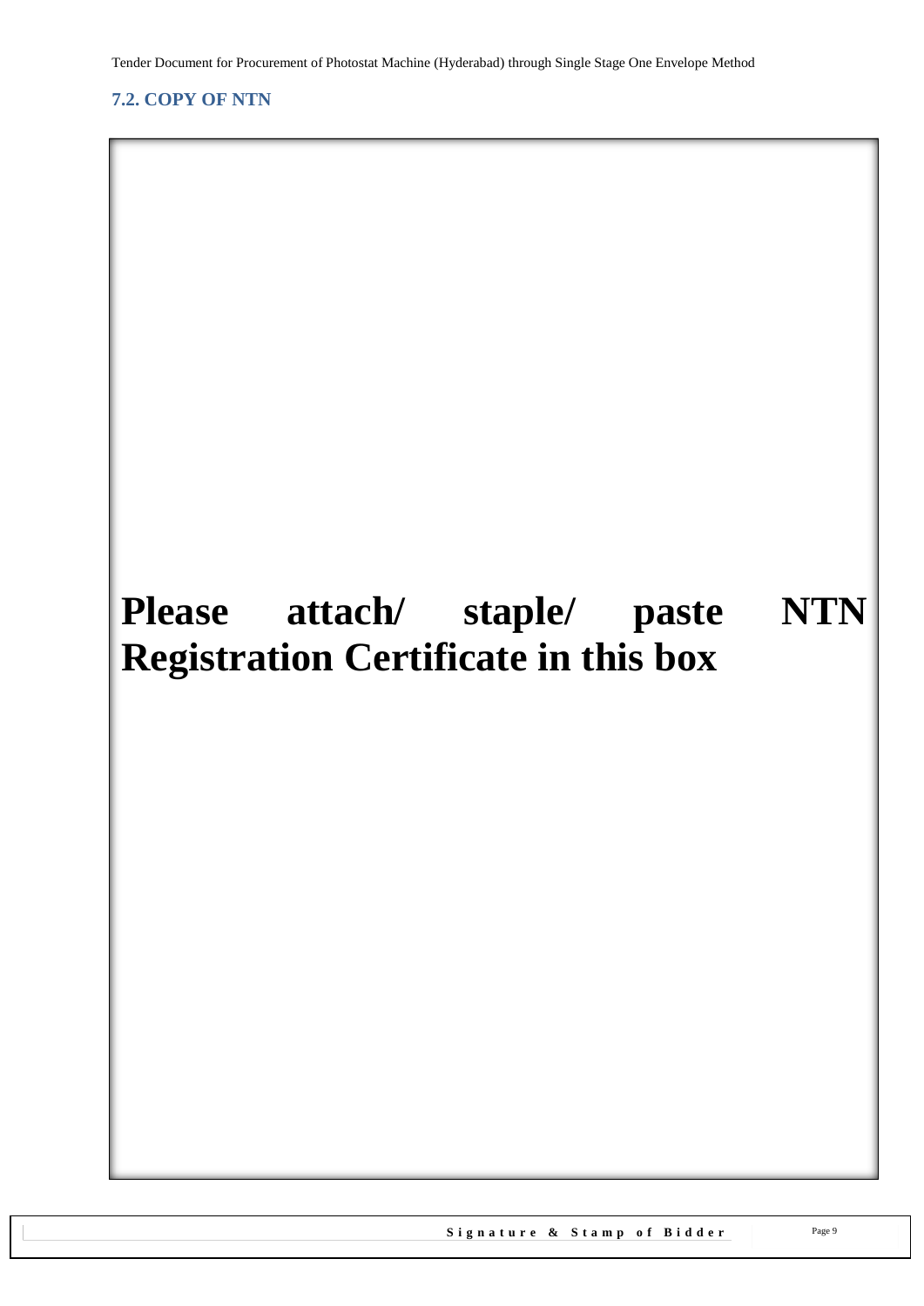## 7.2. COPY OF NTN

**Please attach/ staple/ paste NTN Registration Certificate in this box**

**Signature & Stamp of Bidder**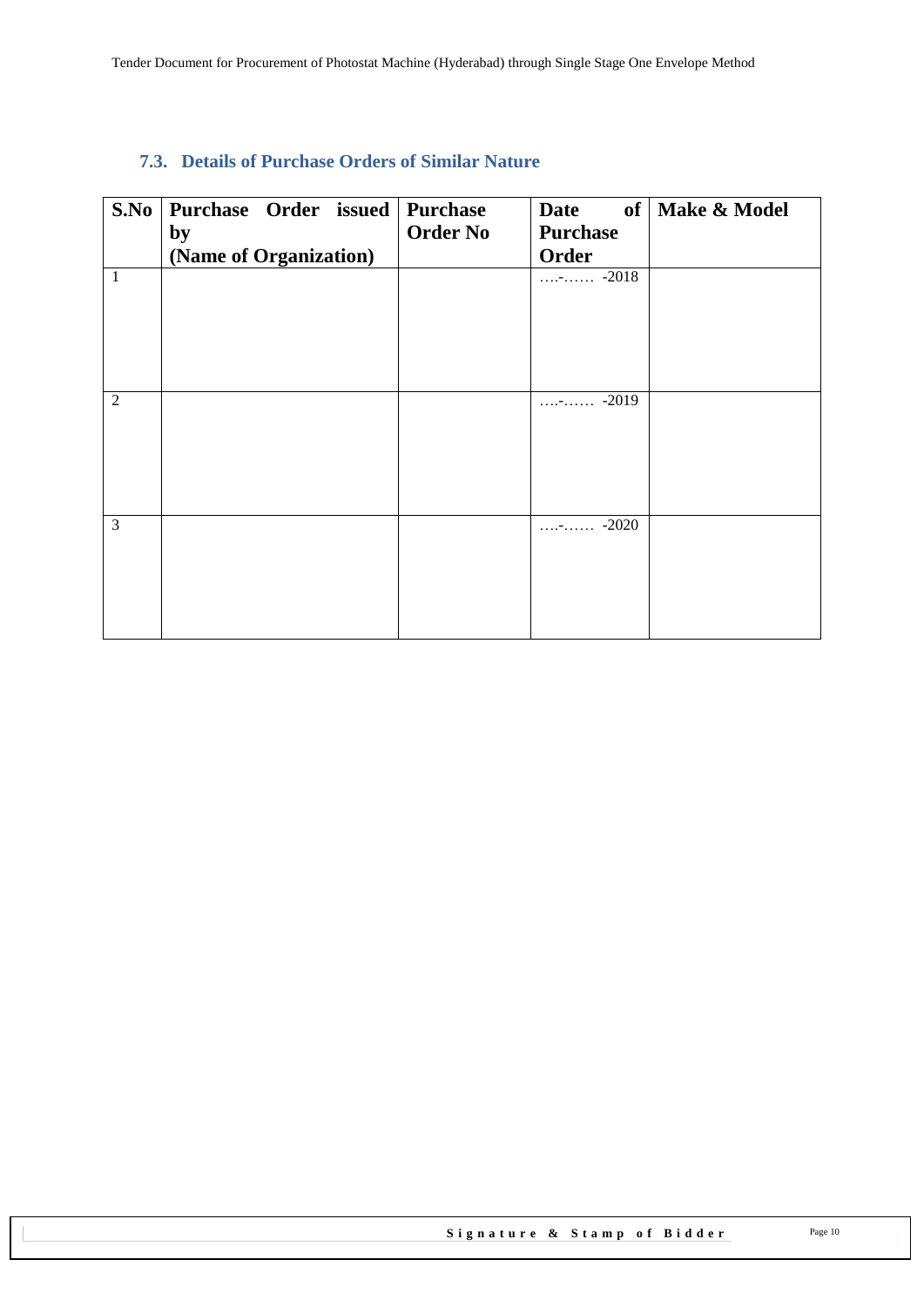### 7.3. Details of Purchase Orders of Similar Nature

| S.No | Purchase Order issued by (Name of Organization) | Purchase Order No | Date of Purchase Order | Make & Model |
|---|---|---|---|---|
| 1 | | | ….-…… -2018 | |
| 2 | | | ….-…… -2019 | |
| 3 | | | ….-…… -2020 | |

**Signature & Stamp of Bidder**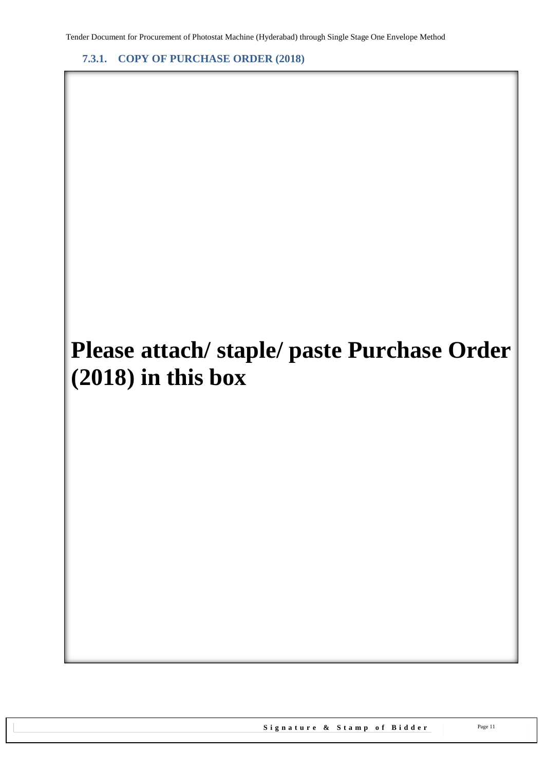### 7.3.1. COPY OF PURCHASE ORDER (2018)

**Please attach/ staple/ paste Purchase Order (2018) in this box**

**Signature & Stamp of Bidder**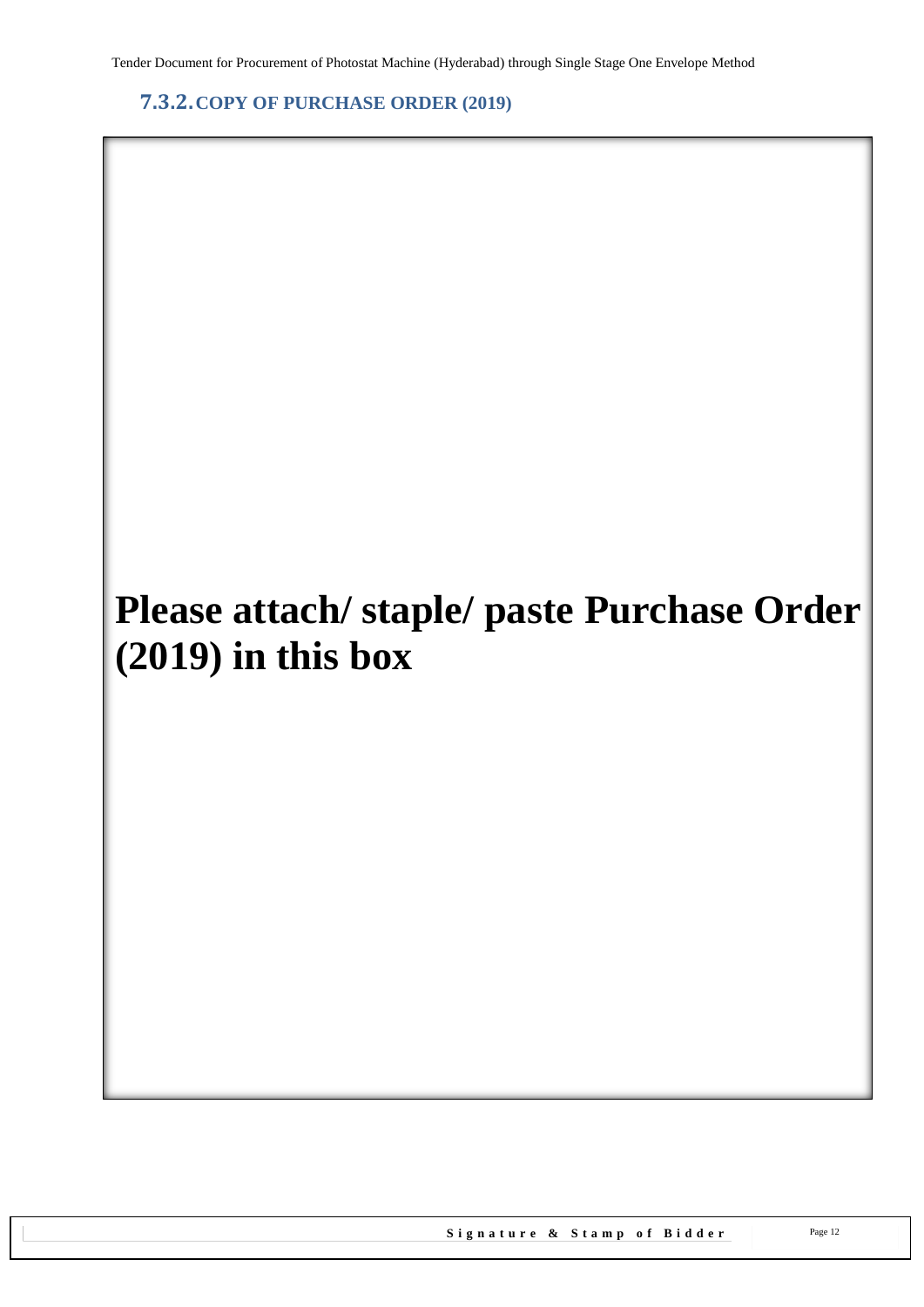### 7.3.2. COPY OF PURCHASE ORDER (2019)

**Please attach/ staple/ paste Purchase Order (2019) in this box**

**Signature & Stamp of Bidder**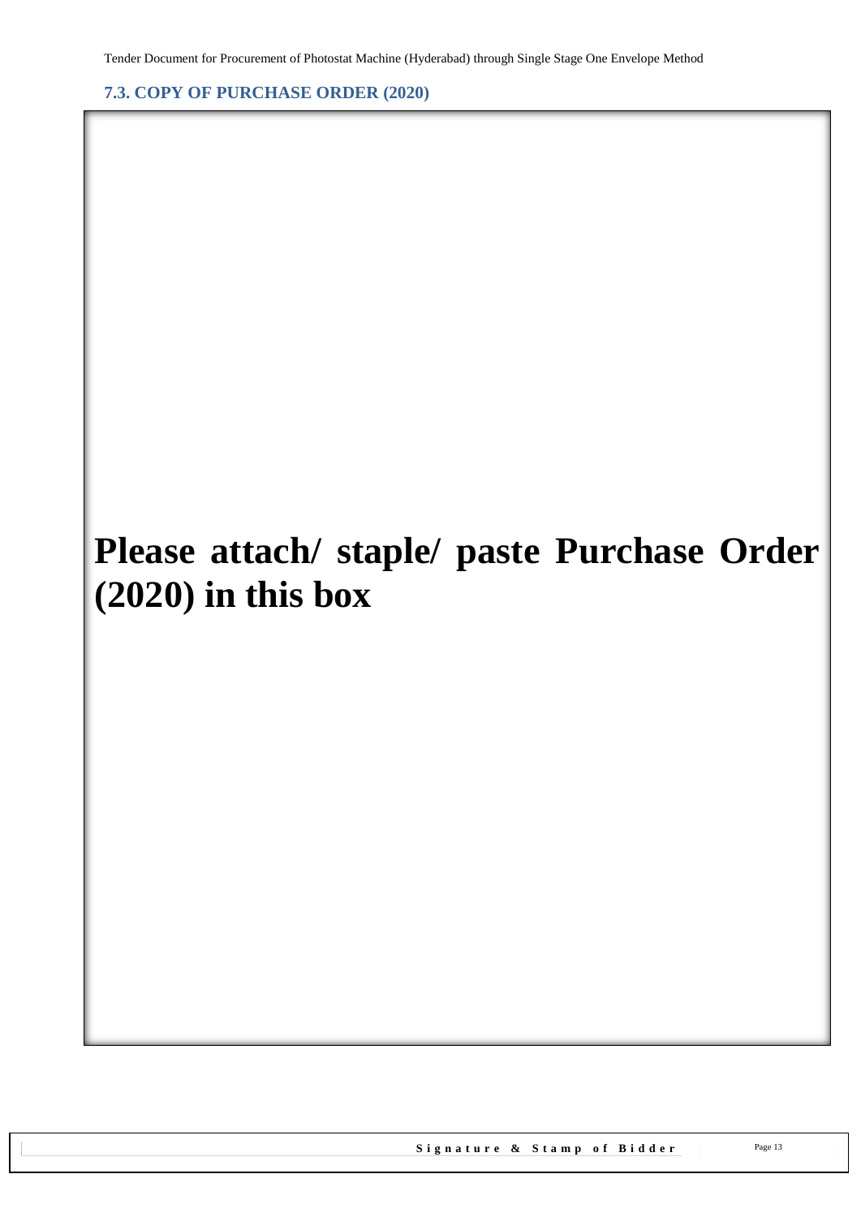## 7.3. COPY OF PURCHASE ORDER (2020)

**Please attach/ staple/ paste Purchase Order (2020) in this box**

**Signature & Stamp of Bidder**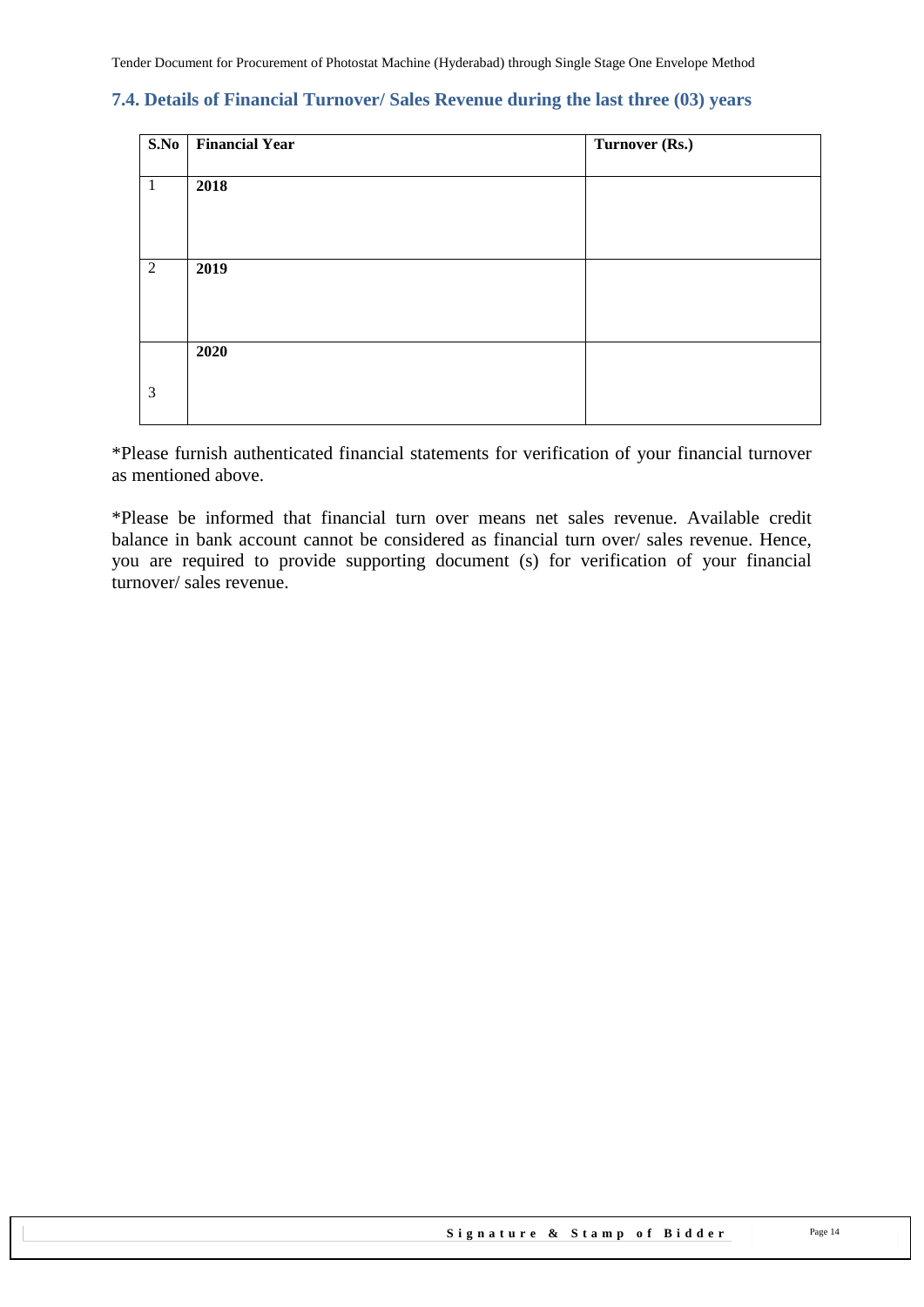## 7.4. Details of Financial Turnover/ Sales Revenue during the last three (03) years

| S.No | Financial Year | Turnover (Rs.) |
|---|---|---|
| 1 | **2018** | |
| 2 | **2019** | |
| 3 | **2020** | |

*Please furnish authenticated financial statements for verification of your financial turnover as mentioned above.

*Please be informed that financial turn over means net sales revenue. Available credit balance in bank account cannot be considered as financial turn over/ sales revenue. Hence, you are required to provide supporting document (s) for verification of your financial turnover/ sales revenue.

**Signature & Stamp of Bidder**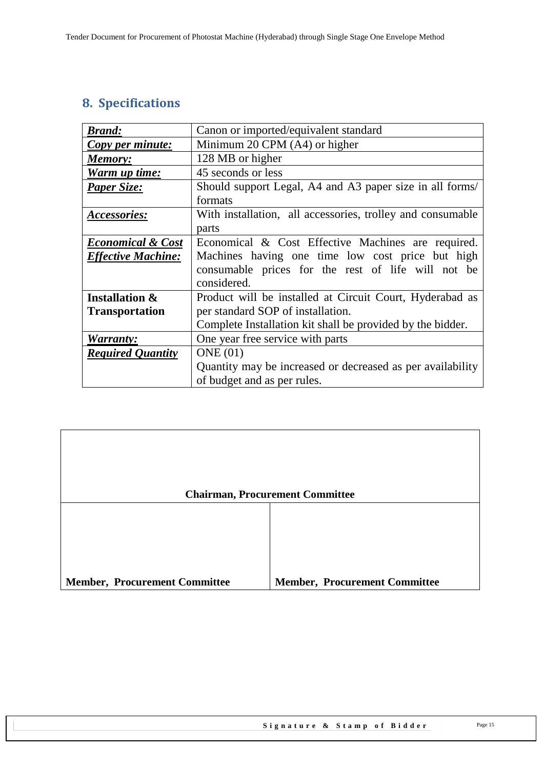## 8. Specifications

| | |
|---|---|
| ***Brand:*** | Canon or imported/equivalent standard |
| ***Copy per minute:*** | Minimum 20 CPM (A4) or higher |
| ***Memory:*** | 128 MB or higher |
| ***Warm up time:*** | 45 seconds or less |
| ***Paper Size:*** | Should support Legal, A4 and A3 paper size in all forms/ formats |
| ***Accessories:*** | With installation, all accessories, trolley and consumable parts |
| ***Economical & Cost Effective Machine:*** | Economical & Cost Effective Machines are required. Machines having one time low cost price but high consumable prices for the rest of life will not be considered. |
| **Installation & Transportation** | Product will be installed at Circuit Court, Hyderabad as per standard SOP of installation. Complete Installation kit shall be provided by the bidder. |
| ***Warranty:*** | One year free service with parts |
| ***Required Quantity*** | ONE (01) Quantity may be increased or decreased as per availability of budget and as per rules. |

| **Chairman, Procurement Committee** | |
|---|---|
| **Member, Procurement Committee** | **Member, Procurement Committee** |

**Signature & Stamp of Bidder**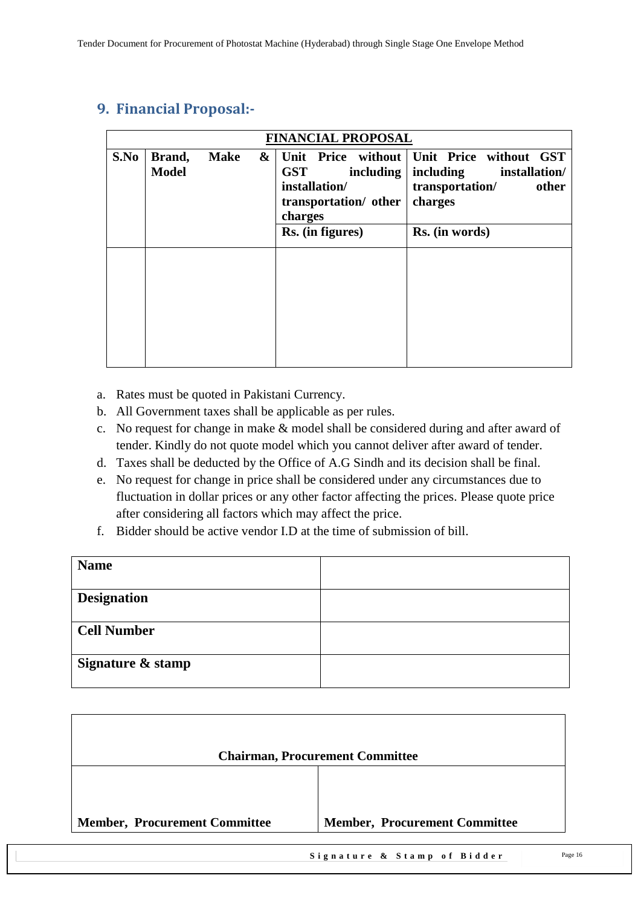## 9. Financial Proposal:-

| FINANCIAL PROPOSAL | | | |
|---|---|---|---|
| **S.No** | **Brand, Make & Model** | **Unit Price without GST including installation/ transportation/ other charges** | **Unit Price without GST including installation/ transportation/ other charges** |
| | | **Rs. (in figures)** | **Rs. (in words)** |
| | | | |

a. Rates must be quoted in Pakistani Currency.
b. All Government taxes shall be applicable as per rules.
c. No request for change in make & model shall be considered during and after award of tender. Kindly do not quote model which you cannot deliver after award of tender.
d. Taxes shall be deducted by the Office of A.G Sindh and its decision shall be final.
e. No request for change in price shall be considered under any circumstances due to fluctuation in dollar prices or any other factor affecting the prices. Please quote price after considering all factors which may affect the price.
f. Bidder should be active vendor I.D at the time of submission of bill.

| **Name** | |
|---|---|
| **Designation** | |
| **Cell Number** | |
| **Signature & stamp** | |

| **Chairman, Procurement Committee** | |
|---|---|
| **Member, Procurement Committee** | **Member, Procurement Committee** |

**Signature & Stamp of Bidder**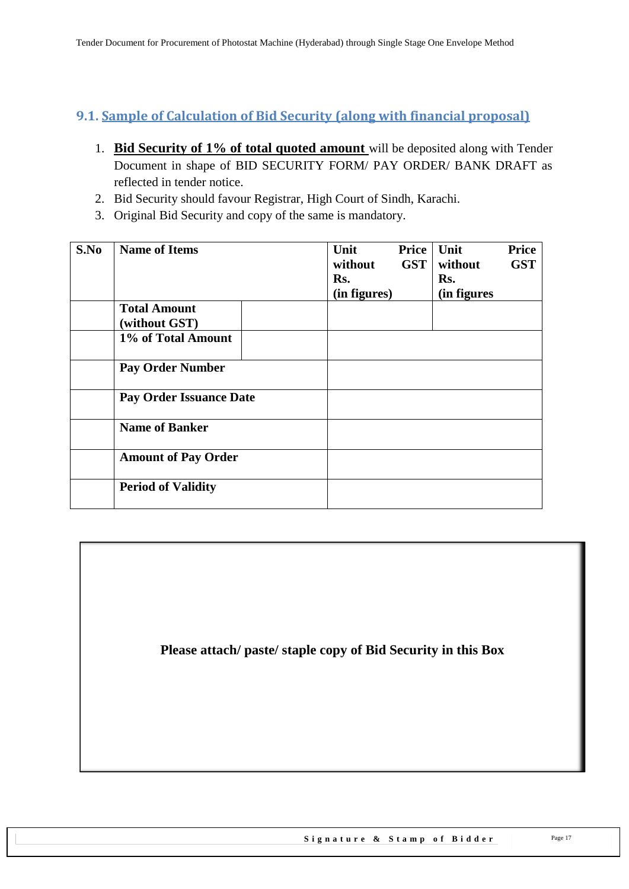## 9.1. Sample of Calculation of Bid Security (along with financial proposal)

1. **Bid Security of 1% of total quoted amount** will be deposited along with Tender Document in shape of BID SECURITY FORM/ PAY ORDER/ BANK DRAFT as reflected in tender notice.
2. Bid Security should favour Registrar, High Court of Sindh, Karachi.
3. Original Bid Security and copy of the same is mandatory.

| S.No | Name of Items | | Unit Price without GST Rs. (in figures) | Unit Price without GST Rs. (in figures |
|---|---|---|---|---|
| | **Total Amount (without GST)** | | | |
| | **1% of Total Amount** | | | |
| | **Pay Order Number** | | | |
| | **Pay Order Issuance Date** | | | |
| | **Name of Banker** | | | |
| | **Amount of Pay Order** | | | |
| | **Period of Validity** | | | |

**Please attach/ paste/ staple copy of Bid Security in this Box**

**Signature & Stamp of Bidder**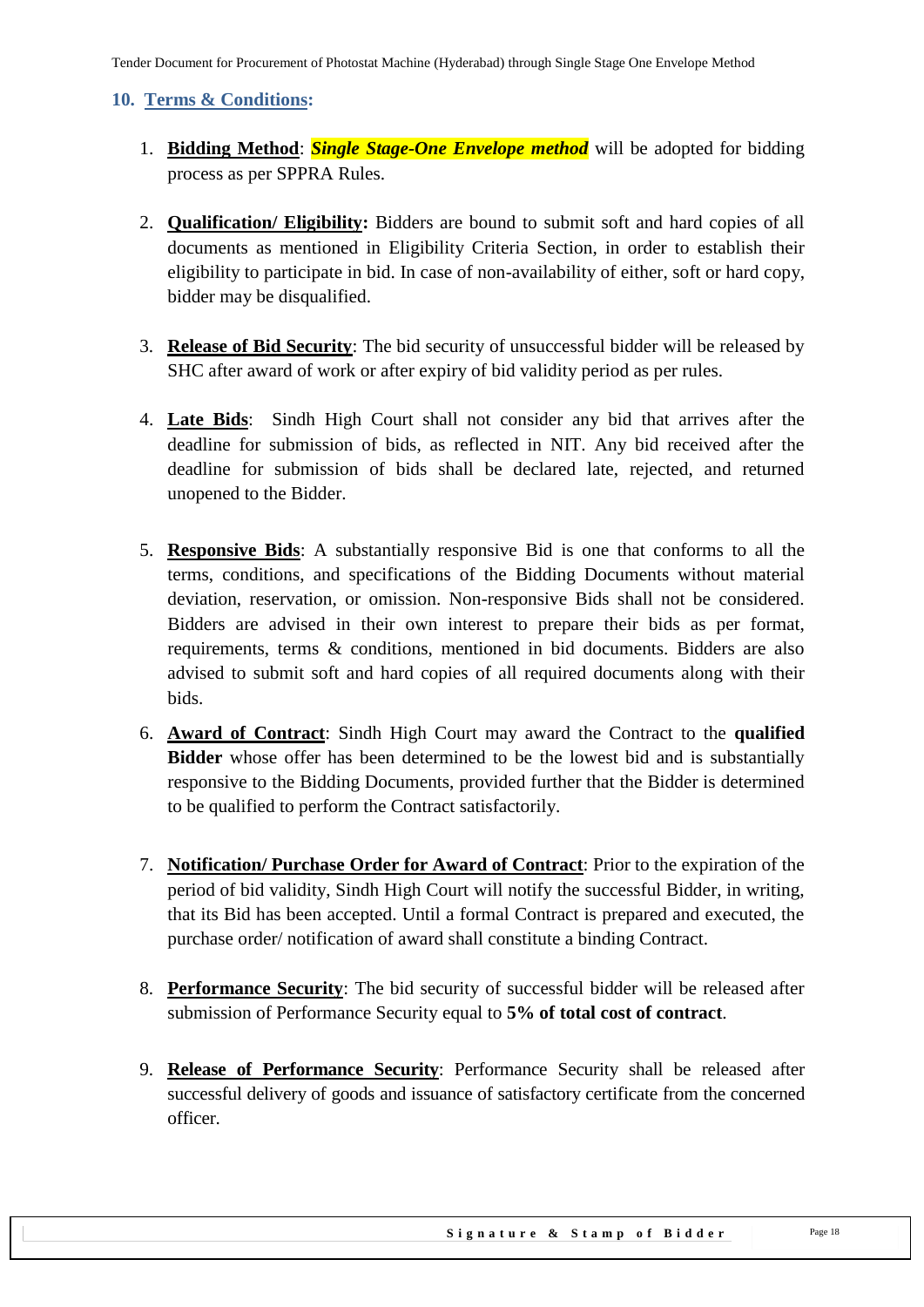## 10. Terms & Conditions:

1. **Bidding Method**: ***Single Stage-One Envelope method*** will be adopted for bidding process as per SPPRA Rules.

2. **Qualification/ Eligibility:** Bidders are bound to submit soft and hard copies of all documents as mentioned in Eligibility Criteria Section, in order to establish their eligibility to participate in bid. In case of non-availability of either, soft or hard copy, bidder may be disqualified.

3. **Release of Bid Security**: The bid security of unsuccessful bidder will be released by SHC after award of work or after expiry of bid validity period as per rules.

4. **Late Bids**: Sindh High Court shall not consider any bid that arrives after the deadline for submission of bids, as reflected in NIT. Any bid received after the deadline for submission of bids shall be declared late, rejected, and returned unopened to the Bidder.

5. **Responsive Bids**: A substantially responsive Bid is one that conforms to all the terms, conditions, and specifications of the Bidding Documents without material deviation, reservation, or omission. Non-responsive Bids shall not be considered. Bidders are advised in their own interest to prepare their bids as per format, requirements, terms & conditions, mentioned in bid documents. Bidders are also advised to submit soft and hard copies of all required documents along with their bids.

6. **Award of Contract**: Sindh High Court may award the Contract to the **qualified Bidder** whose offer has been determined to be the lowest bid and is substantially responsive to the Bidding Documents, provided further that the Bidder is determined to be qualified to perform the Contract satisfactorily.

7. **Notification/ Purchase Order for Award of Contract**: Prior to the expiration of the period of bid validity, Sindh High Court will notify the successful Bidder, in writing, that its Bid has been accepted. Until a formal Contract is prepared and executed, the purchase order/ notification of award shall constitute a binding Contract.

8. **Performance Security**: The bid security of successful bidder will be released after submission of Performance Security equal to **5% of total cost of contract**.

9. **Release of Performance Security**: Performance Security shall be released after successful delivery of goods and issuance of satisfactory certificate from the concerned officer.

**Signature & Stamp of Bidder**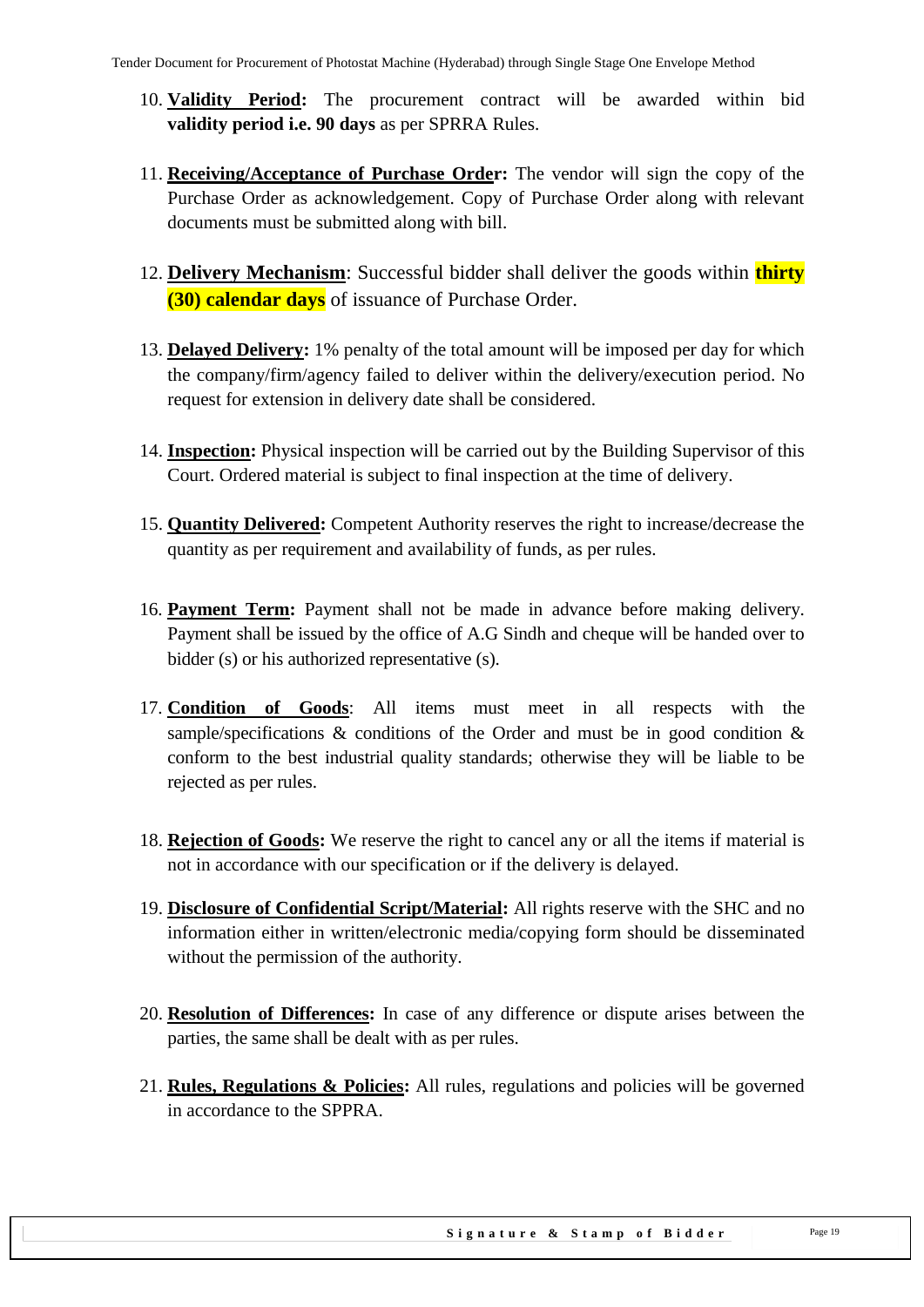10. **Validity Period:** The procurement contract will be awarded within bid **validity period i.e. 90 days** as per SPRRA Rules.

11. **Receiving/Acceptance of Purchase Order:** The vendor will sign the copy of the Purchase Order as acknowledgement. Copy of Purchase Order along with relevant documents must be submitted along with bill.

12. **Delivery Mechanism**: Successful bidder shall deliver the goods within **thirty (30) calendar days** of issuance of Purchase Order.

13. **Delayed Delivery:** 1% penalty of the total amount will be imposed per day for which the company/firm/agency failed to deliver within the delivery/execution period. No request for extension in delivery date shall be considered.

14. **Inspection:** Physical inspection will be carried out by the Building Supervisor of this Court. Ordered material is subject to final inspection at the time of delivery.

15. **Quantity Delivered:** Competent Authority reserves the right to increase/decrease the quantity as per requirement and availability of funds, as per rules.

16. **Payment Term:** Payment shall not be made in advance before making delivery. Payment shall be issued by the office of A.G Sindh and cheque will be handed over to bidder (s) or his authorized representative (s).

17. **Condition of Goods**: All items must meet in all respects with the sample/specifications & conditions of the Order and must be in good condition & conform to the best industrial quality standards; otherwise they will be liable to be rejected as per rules.

18. **Rejection of Goods:** We reserve the right to cancel any or all the items if material is not in accordance with our specification or if the delivery is delayed.

19. **Disclosure of Confidential Script/Material:** All rights reserve with the SHC and no information either in written/electronic media/copying form should be disseminated without the permission of the authority.

20. **Resolution of Differences:** In case of any difference or dispute arises between the parties, the same shall be dealt with as per rules.

21. **Rules, Regulations & Policies:** All rules, regulations and policies will be governed in accordance to the SPPRA.

**Signature & Stamp of Bidder**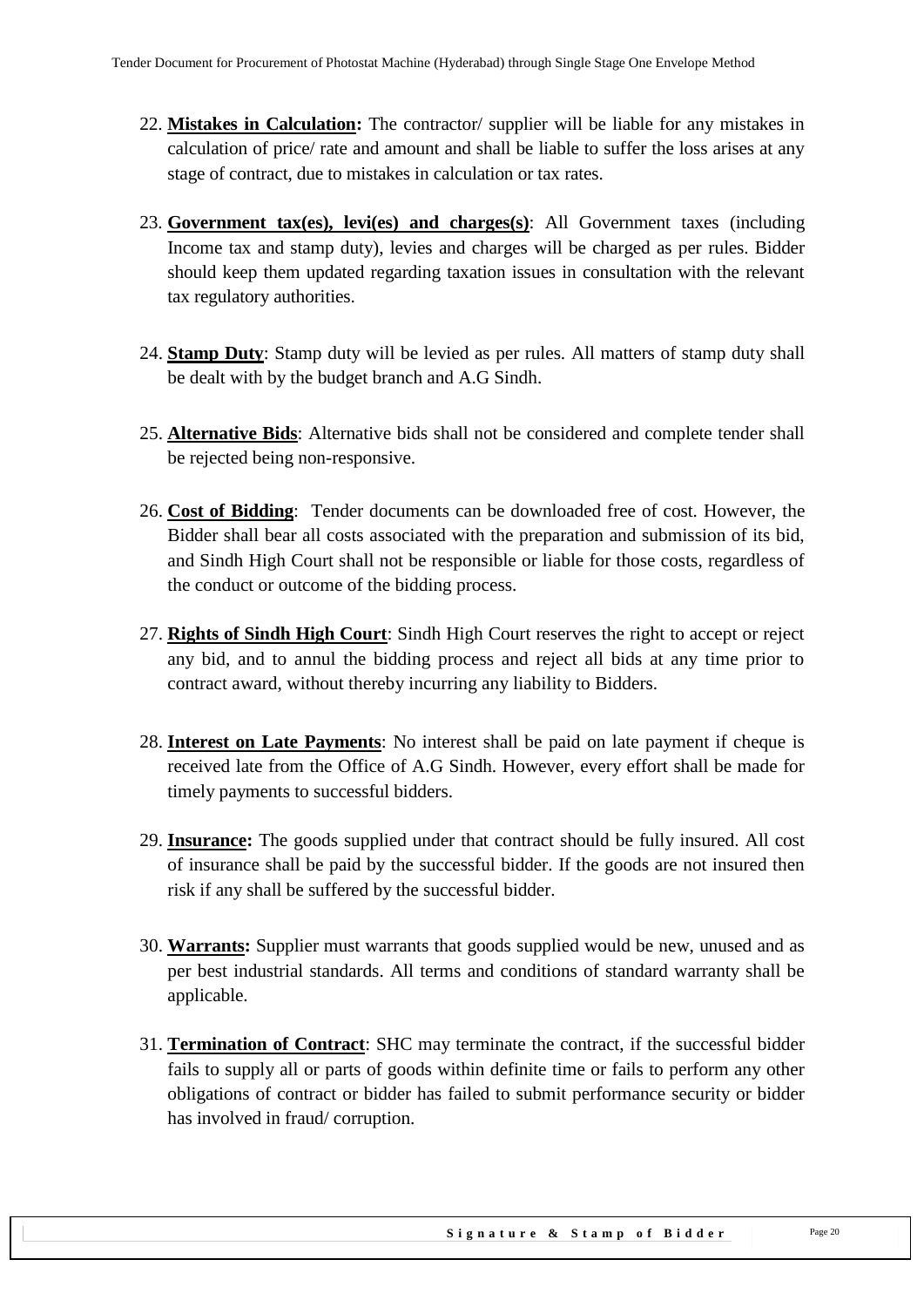22. **Mistakes in Calculation:** The contractor/ supplier will be liable for any mistakes in calculation of price/ rate and amount and shall be liable to suffer the loss arises at any stage of contract, due to mistakes in calculation or tax rates.

23. **Government tax(es), levi(es) and charges(s)**: All Government taxes (including Income tax and stamp duty), levies and charges will be charged as per rules. Bidder should keep them updated regarding taxation issues in consultation with the relevant tax regulatory authorities.

24. **Stamp Duty**: Stamp duty will be levied as per rules. All matters of stamp duty shall be dealt with by the budget branch and A.G Sindh.

25. **Alternative Bids**: Alternative bids shall not be considered and complete tender shall be rejected being non-responsive.

26. **Cost of Bidding**: Tender documents can be downloaded free of cost. However, the Bidder shall bear all costs associated with the preparation and submission of its bid, and Sindh High Court shall not be responsible or liable for those costs, regardless of the conduct or outcome of the bidding process.

27. **Rights of Sindh High Court**: Sindh High Court reserves the right to accept or reject any bid, and to annul the bidding process and reject all bids at any time prior to contract award, without thereby incurring any liability to Bidders.

28. **Interest on Late Payments**: No interest shall be paid on late payment if cheque is received late from the Office of A.G Sindh. However, every effort shall be made for timely payments to successful bidders.

29. **Insurance:** The goods supplied under that contract should be fully insured. All cost of insurance shall be paid by the successful bidder. If the goods are not insured then risk if any shall be suffered by the successful bidder.

30. **Warrants:** Supplier must warrants that goods supplied would be new, unused and as per best industrial standards. All terms and conditions of standard warranty shall be applicable.

31. **Termination of Contract**: SHC may terminate the contract, if the successful bidder fails to supply all or parts of goods within definite time or fails to perform any other obligations of contract or bidder has failed to submit performance security or bidder has involved in fraud/ corruption.

Signature & Stamp of Bidder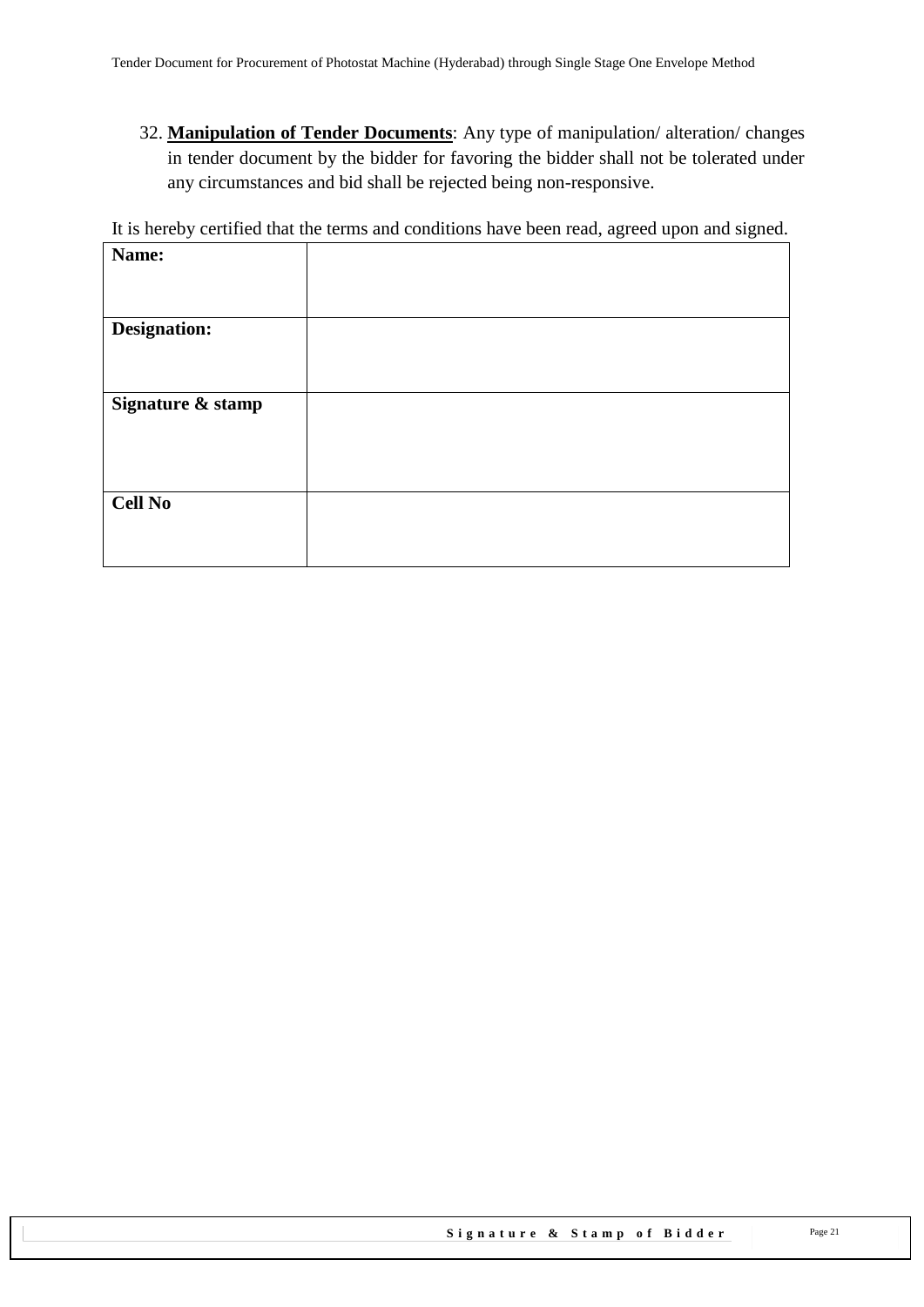32. **Manipulation of Tender Documents**: Any type of manipulation/ alteration/ changes in tender document by the bidder for favoring the bidder shall not be tolerated under any circumstances and bid shall be rejected being non-responsive.

It is hereby certified that the terms and conditions have been read, agreed upon and signed.

| | |
|---|---|
| **Name:** | |
| **Designation:** | |
| **Signature & stamp** | |
| **Cell No** | |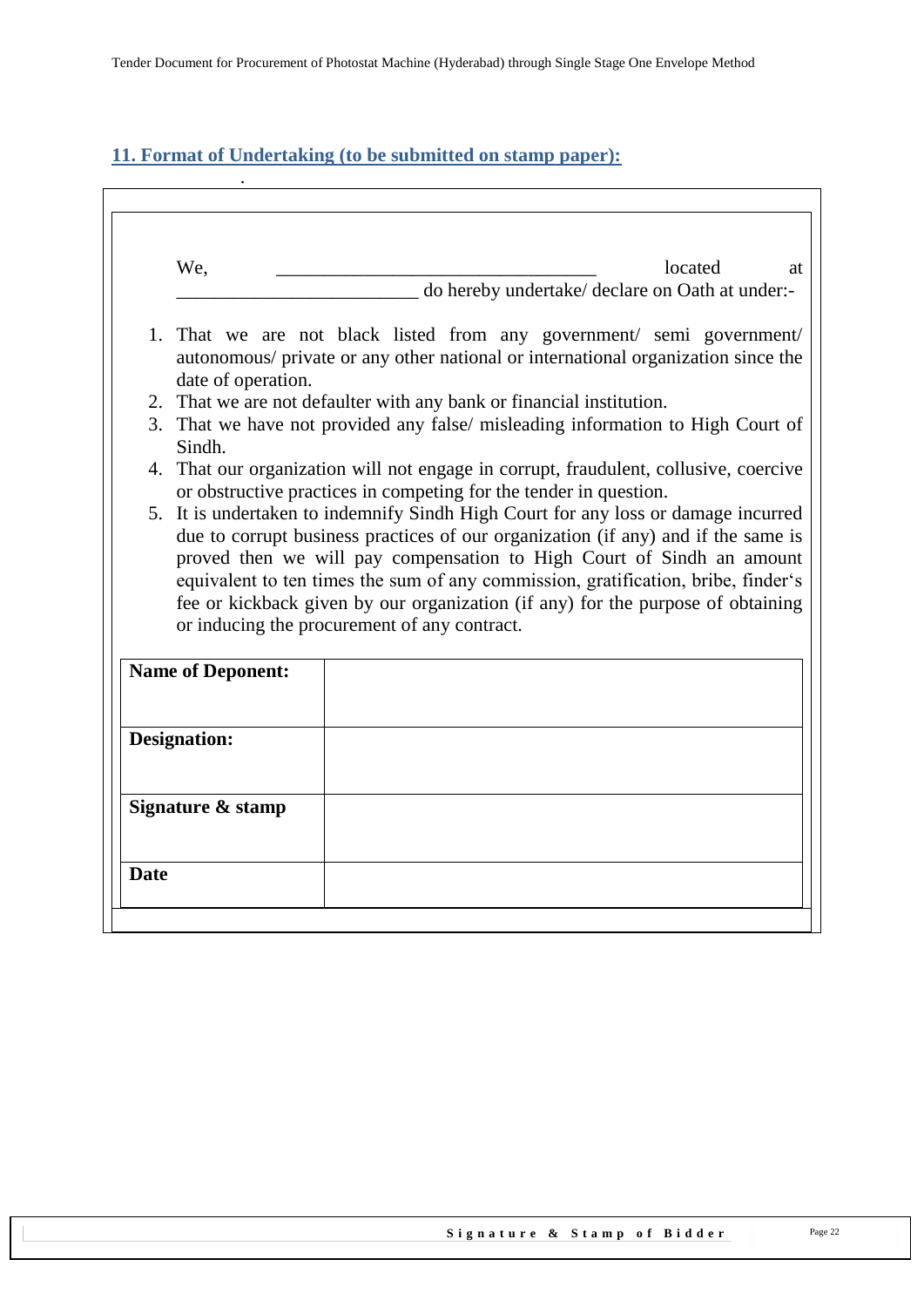## 11. Format of Undertaking (to be submitted on stamp paper):

We, ________________________________ located at ________________________ do hereby undertake/ declare on Oath at under:-

1. That we are not black listed from any government/ semi government/ autonomous/ private or any other national or international organization since the date of operation.
2. That we are not defaulter with any bank or financial institution.
3. That we have not provided any false/ misleading information to High Court of Sindh.
4. That our organization will not engage in corrupt, fraudulent, collusive, coercive or obstructive practices in competing for the tender in question.
5. It is undertaken to indemnify Sindh High Court for any loss or damage incurred due to corrupt business practices of our organization (if any) and if the same is proved then we will pay compensation to High Court of Sindh an amount equivalent to ten times the sum of any commission, gratification, bribe, finder's fee or kickback given by our organization (if any) for the purpose of obtaining or inducing the procurement of any contract.

| **Name of Deponent:** | |
|---|---|
| **Designation:** | |
| **Signature & stamp** | |
| **Date** | |

**Signature & Stamp of Bidder**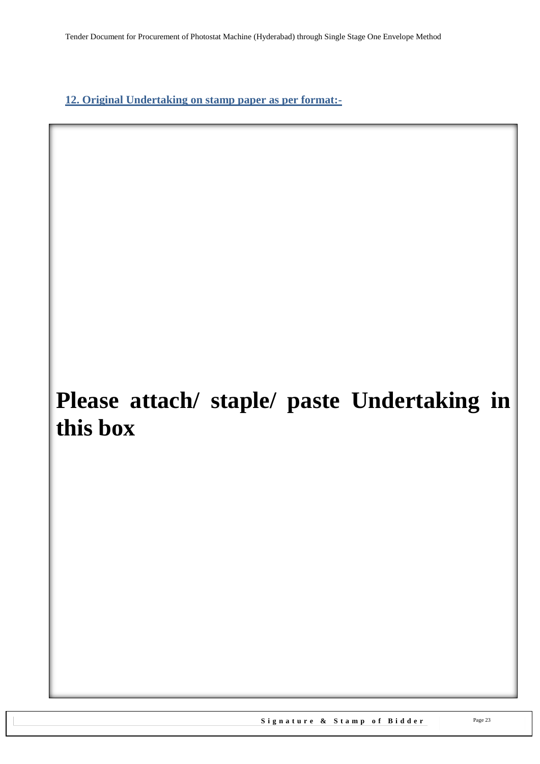## 12. Original Undertaking on stamp paper as per format:-

**Please attach/ staple/ paste Undertaking in this box**

**Signature & Stamp of Bidder**